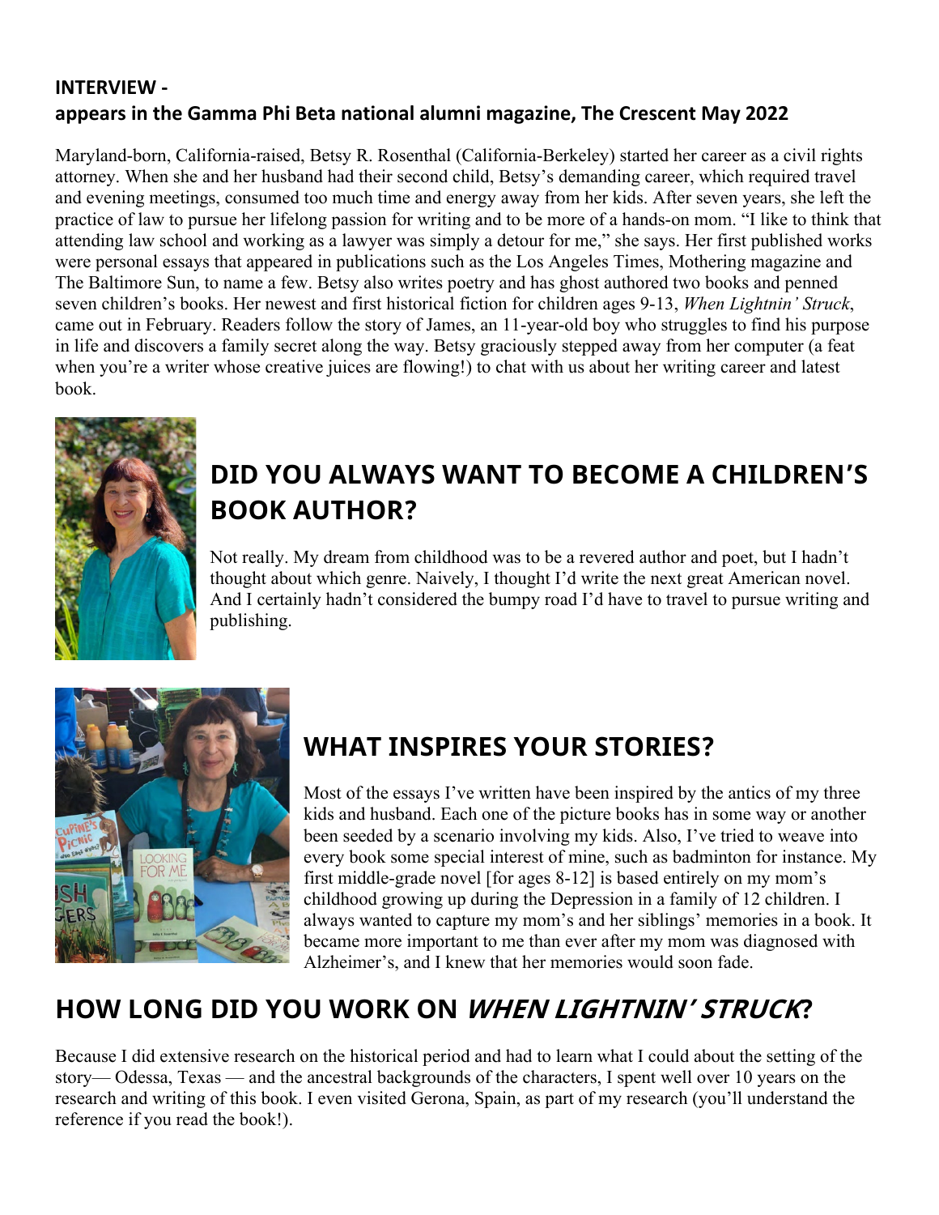**INTERVIEW -**
**appears in the Gamma Phi Beta national alumni magazine, The Crescent May 2022**

Maryland-born, California-raised, Betsy R. Rosenthal (California-Berkeley) started her career as a civil rights attorney. When she and her husband had their second child, Betsy's demanding career, which required travel and evening meetings, consumed too much time and energy away from her kids. After seven years, she left the practice of law to pursue her lifelong passion for writing and to be more of a hands-on mom. "I like to think that attending law school and working as a lawyer was simply a detour for me," she says. Her first published works were personal essays that appeared in publications such as the Los Angeles Times, Mothering magazine and The Baltimore Sun, to name a few. Betsy also writes poetry and has ghost authored two books and penned seven children's books. Her newest and first historical fiction for children ages 9-13, *When Lightnin' Struck*, came out in February. Readers follow the story of James, an 11-year-old boy who struggles to find his purpose in life and discovers a family secret along the way. Betsy graciously stepped away from her computer (a feat when you're a writer whose creative juices are flowing!) to chat with us about her writing career and latest book.

## DID YOU ALWAYS WANT TO BECOME A CHILDREN'S BOOK AUTHOR?

Not really. My dream from childhood was to be a revered author and poet, but I hadn't thought about which genre. Naively, I thought I'd write the next great American novel. And I certainly hadn't considered the bumpy road I'd have to travel to pursue writing and publishing.

## WHAT INSPIRES YOUR STORIES?

Most of the essays I've written have been inspired by the antics of my three kids and husband. Each one of the picture books has in some way or another been seeded by a scenario involving my kids. Also, I've tried to weave into every book some special interest of mine, such as badminton for instance. My first middle-grade novel [for ages 8-12] is based entirely on my mom's childhood growing up during the Depression in a family of 12 children. I always wanted to capture my mom's and her siblings' memories in a book. It became more important to me than ever after my mom was diagnosed with Alzheimer's, and I knew that her memories would soon fade.

## HOW LONG DID YOU WORK ON *WHEN LIGHTNIN' STRUCK*?

Because I did extensive research on the historical period and had to learn what I could about the setting of the story— Odessa, Texas — and the ancestral backgrounds of the characters, I spent well over 10 years on the research and writing of this book. I even visited Gerona, Spain, as part of my research (you'll understand the reference if you read the book!).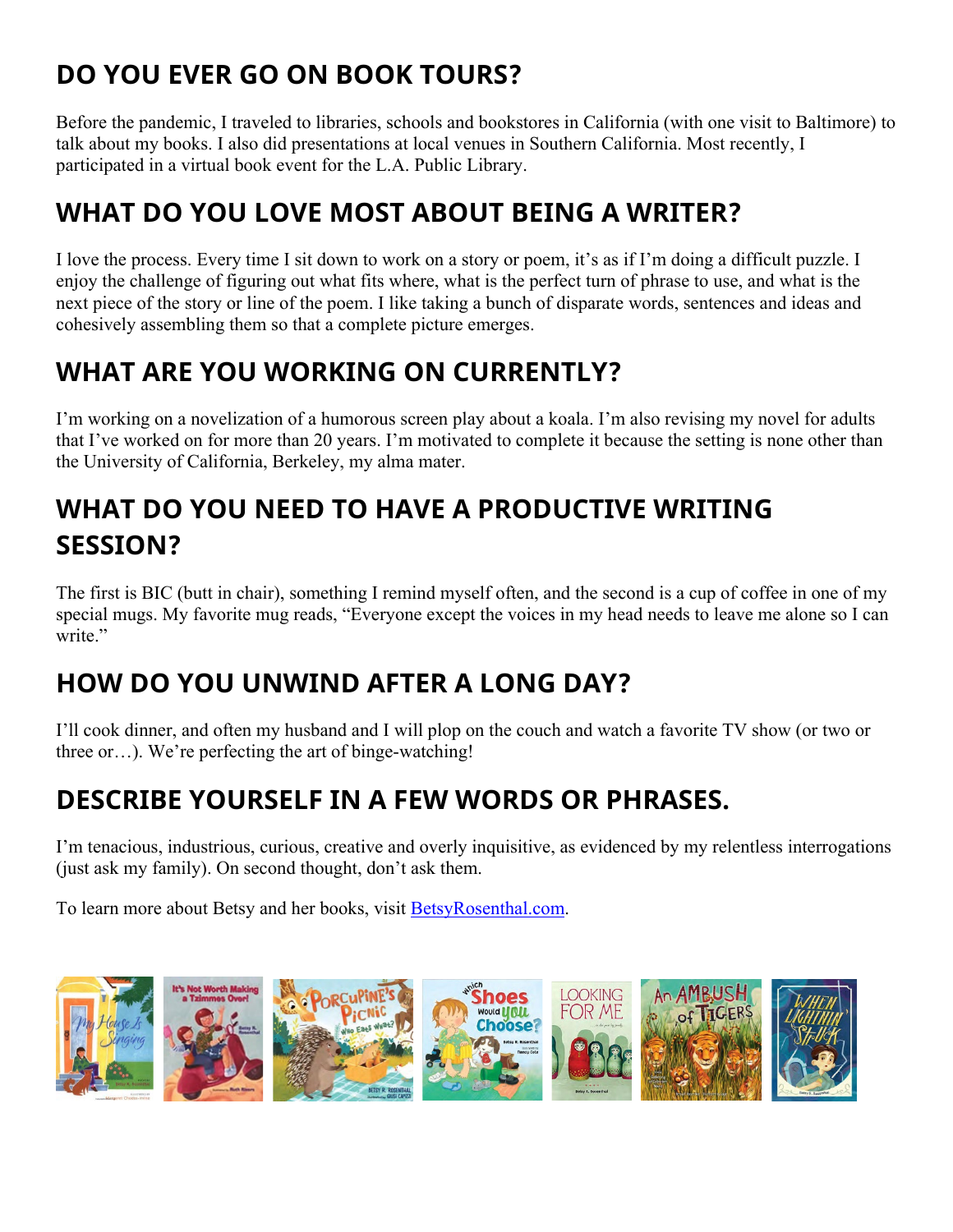## DO YOU EVER GO ON BOOK TOURS?

Before the pandemic, I traveled to libraries, schools and bookstores in California (with one visit to Baltimore) to talk about my books. I also did presentations at local venues in Southern California. Most recently, I participated in a virtual book event for the L.A. Public Library.

## WHAT DO YOU LOVE MOST ABOUT BEING A WRITER?

I love the process. Every time I sit down to work on a story or poem, it's as if I'm doing a difficult puzzle. I enjoy the challenge of figuring out what fits where, what is the perfect turn of phrase to use, and what is the next piece of the story or line of the poem. I like taking a bunch of disparate words, sentences and ideas and cohesively assembling them so that a complete picture emerges.

## WHAT ARE YOU WORKING ON CURRENTLY?

I'm working on a novelization of a humorous screen play about a koala. I'm also revising my novel for adults that I've worked on for more than 20 years. I'm motivated to complete it because the setting is none other than the University of California, Berkeley, my alma mater.

## WHAT DO YOU NEED TO HAVE A PRODUCTIVE WRITING SESSION?

The first is BIC (butt in chair), something I remind myself often, and the second is a cup of coffee in one of my special mugs. My favorite mug reads, "Everyone except the voices in my head needs to leave me alone so I can write."

## HOW DO YOU UNWIND AFTER A LONG DAY?

I'll cook dinner, and often my husband and I will plop on the couch and watch a favorite TV show (or two or three or…). We're perfecting the art of binge-watching!

## DESCRIBE YOURSELF IN A FEW WORDS OR PHRASES.

I'm tenacious, industrious, curious, creative and overly inquisitive, as evidenced by my relentless interrogations (just ask my family). On second thought, don't ask them.

To learn more about Betsy and her books, visit BetsyRosenthal.com.